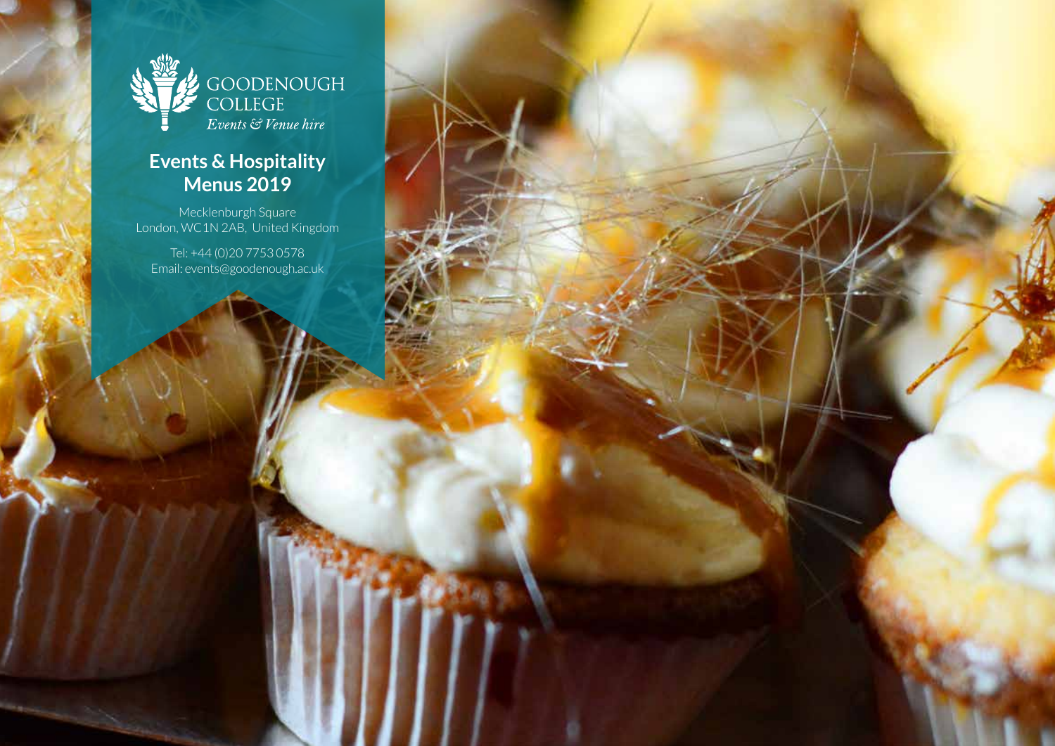GOODENOUGH COLLEGE

*Events & Venue hire*

# Events & Hospitality Menus 2019

Mecklenburgh Square
London, WC1N 2AB, United Kingdom

Tel: +44 (0)20 7753 0578
Email: events@goodenough.ac.uk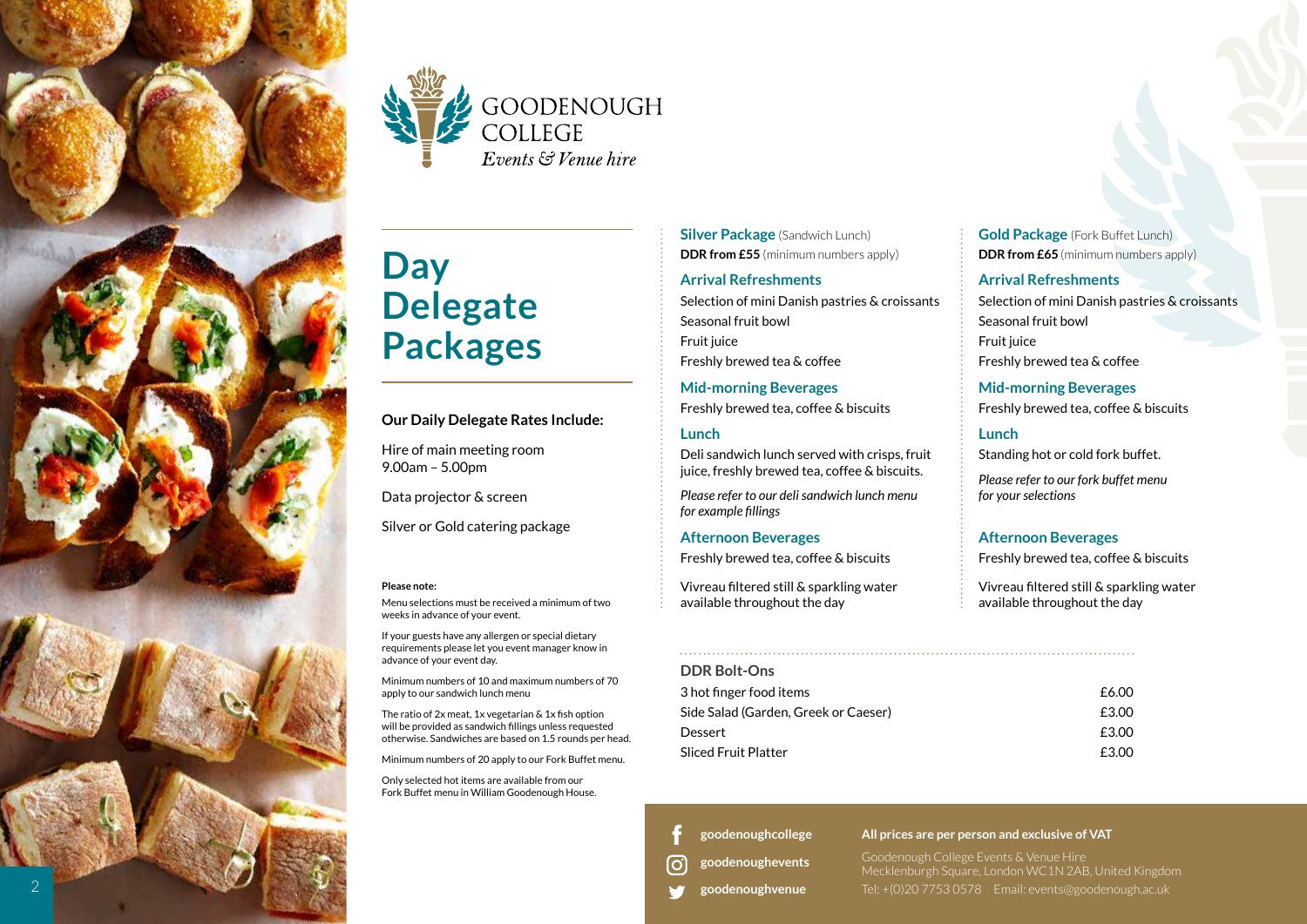GOODENOUGH COLLEGE
*Events & Venue hire*

# Day Delegate Packages

**Our Daily Delegate Rates Include:**

Hire of main meeting room
9.00am – 5.00pm

Data projector & screen

Silver or Gold catering package

**Please note:**

Menu selections must be received a minimum of two weeks in advance of your event.

If your guests have any allergen or special dietary requirements please let you event manager know in advance of your event day.

Minimum numbers of 10 and maximum numbers of 70 apply to our sandwich lunch menu

The ratio of 2x meat, 1x vegetarian & 1x fish option will be provided as sandwich fillings unless requested otherwise. Sandwiches are based on 1.5 rounds per head.

Minimum numbers of 20 apply to our Fork Buffet menu.

Only selected hot items are available from our Fork Buffet menu in William Goodenough House.

## Silver Package (Sandwich Lunch)

**DDR from £55** (minimum numbers apply)

### Arrival Refreshments

Selection of mini Danish pastries & croissants
Seasonal fruit bowl
Fruit juice
Freshly brewed tea & coffee

### Mid-morning Beverages

Freshly brewed tea, coffee & biscuits

### Lunch

Deli sandwich lunch served with crisps, fruit juice, freshly brewed tea, coffee & biscuits.

*Please refer to our deli sandwich lunch menu for example fillings*

### Afternoon Beverages

Freshly brewed tea, coffee & biscuits

Vivreau filtered still & sparkling water available throughout the day

## Gold Package (Fork Buffet Lunch)

**DDR from £65** (minimum numbers apply)

### Arrival Refreshments

Selection of mini Danish pastries & croissants
Seasonal fruit bowl
Fruit juice
Freshly brewed tea & coffee

### Mid-morning Beverages

Freshly brewed tea, coffee & biscuits

### Lunch

Standing hot or cold fork buffet.

*Please refer to our fork buffet menu for your selections*

### Afternoon Beverages

Freshly brewed tea, coffee & biscuits

Vivreau filtered still & sparkling water available throughout the day

## DDR Bolt-Ons

| Item | Price |
|---|---|
| 3 hot finger food items | £6.00 |
| Side Salad (Garden, Greek or Caeser) | £3.00 |
| Dessert | £3.00 |
| Sliced Fruit Platter | £3.00 |

goodenoughcollege
goodenoughevents
goodenoughvenue

**All prices are per person and exclusive of VAT**

Goodenough College Events & Venue Hire
Mecklenburgh Square, London WC1N 2AB, United Kingdom
Tel: +(0)20 7753 0578 Email: events@goodenough.ac.uk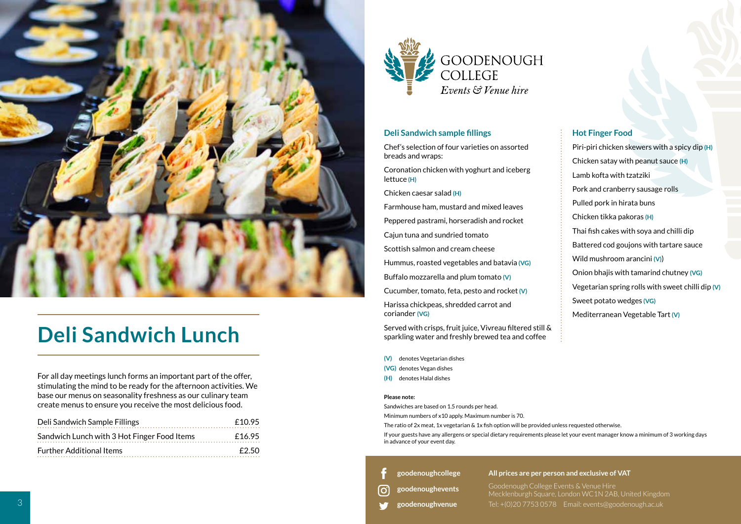GOODENOUGH COLLEGE
*Events & Venue hire*

# Deli Sandwich Lunch

For all day meetings lunch forms an important part of the offer, stimulating the mind to be ready for the afternoon activities. We base our menus on seasonality freshness as our culinary team create menus to ensure you receive the most delicious food.

| | |
|---|---|
| Deli Sandwich Sample Fillings | £10.95 |
| Sandwich Lunch with 3 Hot Finger Food Items | £16.95 |
| Further Additional Items | £2.50 |

## Deli Sandwich sample fillings

Chef's selection of four varieties on assorted breads and wraps:

Coronation chicken with yoghurt and iceberg lettuce **(H)**

Chicken caesar salad **(H)**

Farmhouse ham, mustard and mixed leaves

Peppered pastrami, horseradish and rocket

Cajun tuna and sundried tomato

Scottish salmon and cream cheese

Hummus, roasted vegetables and batavia **(VG)**

Buffalo mozzarella and plum tomato **(V)**

Cucumber, tomato, feta, pesto and rocket **(V)**

Harissa chickpeas, shredded carrot and coriander **(VG)**

Served with crisps, fruit juice, Vivreau filtered still & sparkling water and freshly brewed tea and coffee

## Hot Finger Food

Piri-piri chicken skewers with a spicy dip **(H)**

Chicken satay with peanut sauce **(H)**

Lamb kofta with tzatziki

Pork and cranberry sausage rolls

Pulled pork in hirata buns

Chicken tikka pakoras **(H)**

Thai fish cakes with soya and chilli dip

Battered cod goujons with tartare sauce

Wild mushroom arancini **(V)**)

Onion bhajis with tamarind chutney **(VG)**

Vegetarian spring rolls with sweet chilli dip **(V)**

Sweet potato wedges **(VG)**

Mediterranean Vegetable Tart **(V)**

**(V)** denotes Vegetarian dishes
**(VG)** denotes Vegan dishes
**(H)** denotes Halal dishes

**Please note:**

Sandwiches are based on 1.5 rounds per head.

Minimum numbers of x10 apply. Maximum number is 70.

The ratio of 2x meat, 1x vegetarian & 1x fish option will be provided unless requested otherwise.

If your guests have any allergens or special dietary requirements please let your event manager know a minimum of 3 working days in advance of your event day.

goodenoughcollege
goodenoughevents
goodenoughvenue

**All prices are per person and exclusive of VAT**

Goodenough College Events & Venue Hire
Mecklenburgh Square, London WC1N 2AB, United Kingdom
Tel: +(0)20 7753 0578 Email: events@goodenough.ac.uk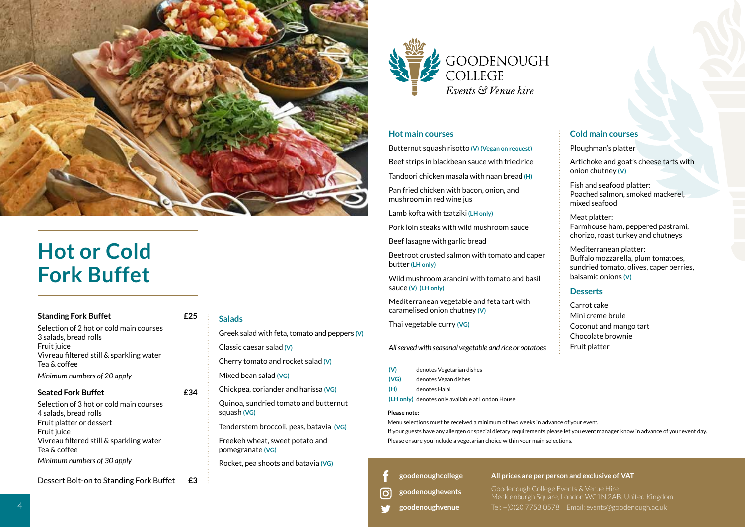# Hot or Cold Fork Buffet

**Standing Fork Buffet** **£25**

Selection of 2 hot or cold main courses
3 salads, bread rolls
Fruit juice
Vivreau filtered still & sparkling water
Tea & coffee

*Minimum numbers of 20 apply*

**Seated Fork Buffet** **£34**

Selection of 3 hot or cold main courses
4 salads, bread rolls
Fruit platter or dessert
Fruit juice
Vivreau filtered still & sparkling water
Tea & coffee

*Minimum numbers of 30 apply*

Dessert Bolt-on to Standing Fork Buffet **£3**

## Salads

Greek salad with feta, tomato and peppers **(V)**

Classic caesar salad **(V)**

Cherry tomato and rocket salad **(V)**

Mixed bean salad **(VG)**

Chickpea, coriander and harissa **(VG)**

Quinoa, sundried tomato and butternut squash **(VG)**

Tenderstem broccoli, peas, batavia **(VG)**

Freekeh wheat, sweet potato and pomegranate **(VG)**

Rocket, pea shoots and batavia **(VG)**

GOODENOUGH COLLEGE
*Events & Venue hire*

## Hot main courses

Butternut squash risotto **(V) (Vegan on request)**

Beef strips in blackbean sauce with fried rice

Tandoori chicken masala with naan bread **(H)**

Pan fried chicken with bacon, onion, and mushroom in red wine jus

Lamb kofta with tzatziki **(LH only)**

Pork loin steaks with wild mushroom sauce

Beef lasagne with garlic bread

Beetroot crusted salmon with tomato and caper butter **(LH only)**

Wild mushroom arancini with tomato and basil sauce **(V) (LH only)**

Mediterranean vegetable and feta tart with caramelised onion chutney **(V)**

Thai vegetable curry **(VG)**

*All served with seasonal vegetable and rice or potatoes*

## Cold main courses

Ploughman's platter

Artichoke and goat's cheese tarts with onion chutney **(V)**

Fish and seafood platter:
Poached salmon, smoked mackerel, mixed seafood

Meat platter:
Farmhouse ham, peppered pastrami, chorizo, roast turkey and chutneys

Mediterranean platter:
Buffalo mozzarella, plum tomatoes, sundried tomato, olives, caper berries, balsamic onions **(V)**

## Desserts

Carrot cake
Mini creme brule
Coconut and mango tart
Chocolate brownie
Fruit platter

**(V)** denotes Vegetarian dishes
**(VG)** denotes Vegan dishes
**(H)** denotes Halal
**(LH only)** denotes only available at London House

**Please note:**
Menu selections must be received a minimum of two weeks in advance of your event.
If your guests have any allergen or special dietary requirements please let you event manager know in advance of your event day.
Please ensure you include a vegetarian choice within your main selections.

**goodenoughcollege**
**goodenoughevents**
**goodenoughvenue**

**All prices are per person and exclusive of VAT**

Goodenough College Events & Venue Hire
Mecklenburgh Square, London WC1N 2AB, United Kingdom
Tel: +(0)20 7753 0578 Email: events@goodenough.ac.uk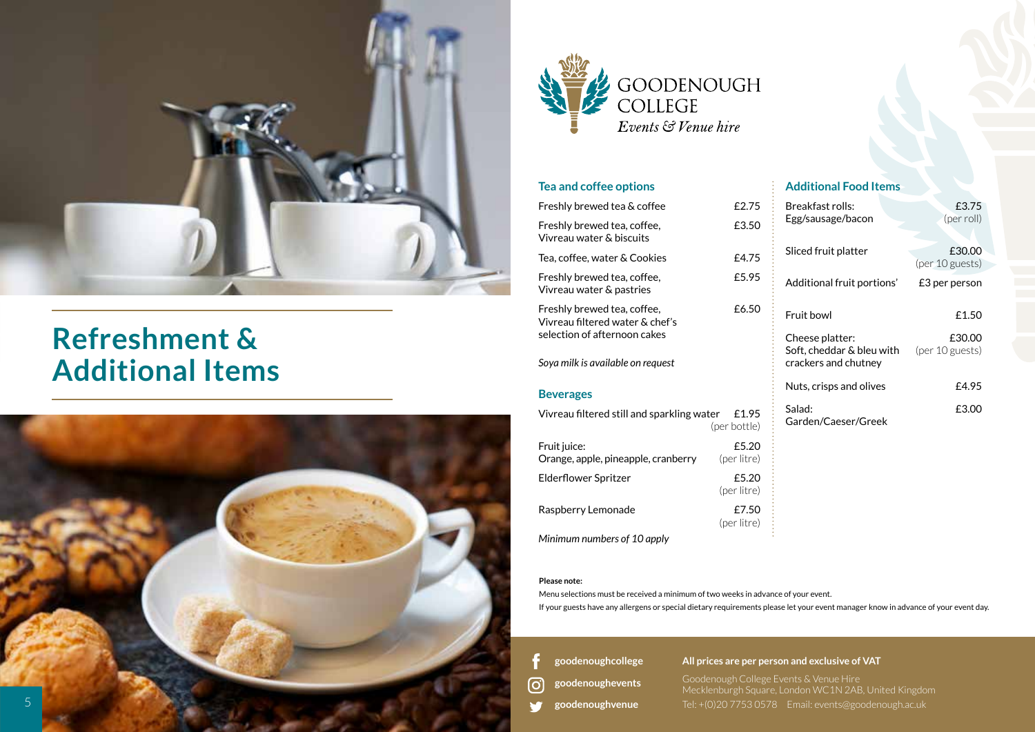# Refreshment & Additional Items

GOODENOUGH COLLEGE
*Events & Venue hire*

## Tea and coffee options

| Item | Price |
|---|---|
| Freshly brewed tea & coffee | £2.75 |
| Freshly brewed tea, coffee, Vivreau water & biscuits | £3.50 |
| Tea, coffee, water & Cookies | £4.75 |
| Freshly brewed tea, coffee, Vivreau water & pastries | £5.95 |
| Freshly brewed tea, coffee, Vivreau filtered water & chef's selection of afternoon cakes | £6.50 |

*Soya milk is available on request*

## Beverages

| Item | Price |
|---|---|
| Vivreau filtered still and sparkling water | £1.95 (per bottle) |
| Fruit juice: Orange, apple, pineapple, cranberry | £5.20 (per litre) |
| Elderflower Spritzer | £5.20 (per litre) |
| Raspberry Lemonade | £7.50 (per litre) |

*Minimum numbers of 10 apply*

## Additional Food Items

| Item | Price |
|---|---|
| Breakfast rolls: Egg/sausage/bacon | £3.75 (per roll) |
| Sliced fruit platter | £30.00 (per 10 guests) |
| Additional fruit portions' | £3 per person |
| Fruit bowl | £1.50 |
| Cheese platter: Soft, cheddar & bleu with crackers and chutney | £30.00 (per 10 guests) |
| Nuts, crisps and olives | £4.95 |
| Salad: Garden/Caeser/Greek | £3.00 |

**Please note:**

Menu selections must be received a minimum of two weeks in advance of your event.

If your guests have any allergens or special dietary requirements please let your event manager know in advance of your event day.

goodenoughcollege
goodenoughevents
goodenoughvenue

**All prices are per person and exclusive of VAT**

Goodenough College Events & Venue Hire
Mecklenburgh Square, London WC1N 2AB, United Kingdom
Tel: +(0)20 7753 0578 Email: events@goodenough.ac.uk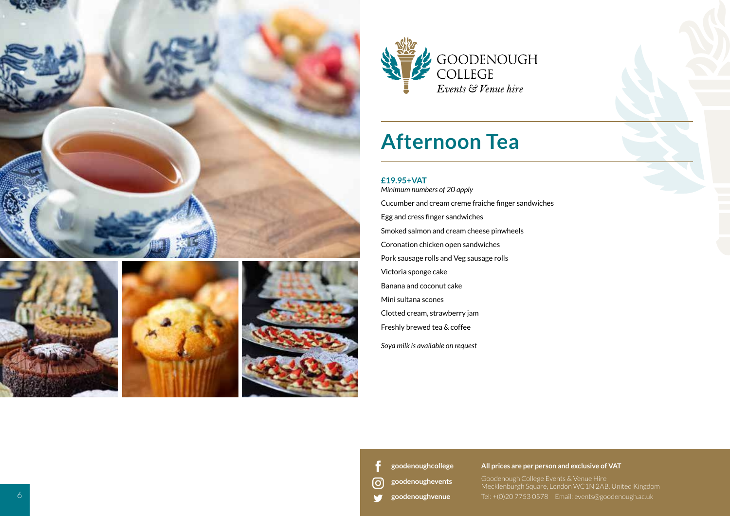GOODENOUGH COLLEGE
*Events & Venue hire*

# Afternoon Tea

**£19.95+VAT**
*Minimum numbers of 20 apply*

Cucumber and cream creme fraiche finger sandwiches

Egg and cress finger sandwiches

Smoked salmon and cream cheese pinwheels

Coronation chicken open sandwiches

Pork sausage rolls and Veg sausage rolls

Victoria sponge cake

Banana and coconut cake

Mini sultana scones

Clotted cream, strawberry jam

Freshly brewed tea & coffee

*Soya milk is available on request*

**goodenoughcollege**
**goodenoughevents**
**goodenoughvenue**

**All prices are per person and exclusive of VAT**

Goodenough College Events & Venue Hire
Mecklenburgh Square, London WC1N 2AB, United Kingdom
Tel: +(0)20 7753 0578 Email: events@goodenough.ac.uk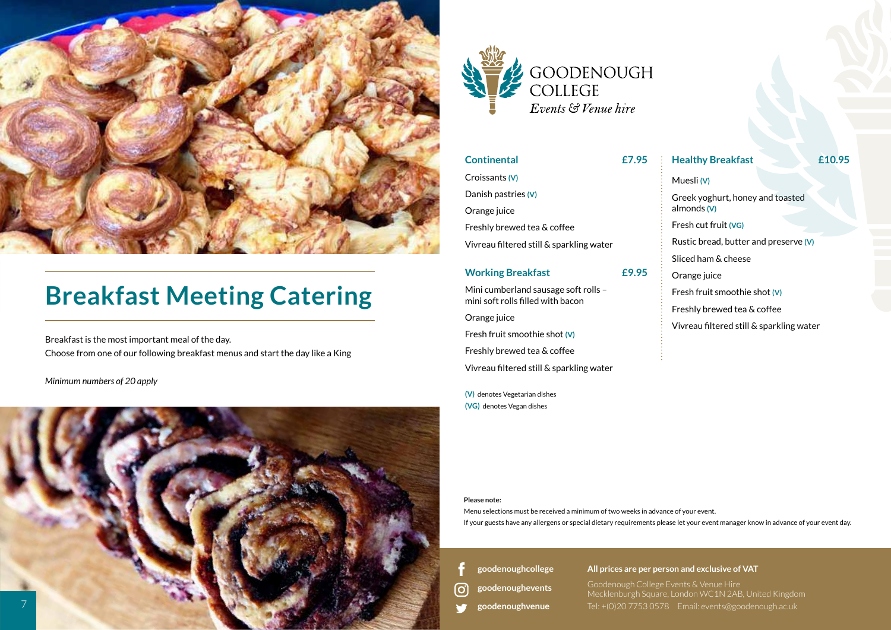GOODENOUGH COLLEGE
*Events & Venue hire*

# Breakfast Meeting Catering

Breakfast is the most important meal of the day.
Choose from one of our following breakfast menus and start the day like a King

*Minimum numbers of 20 apply*

## Continental — £7.95

- Croissants (V)
- Danish pastries (V)
- Orange juice
- Freshly brewed tea & coffee
- Vivreau filtered still & sparkling water

## Working Breakfast — £9.95

- Mini cumberland sausage soft rolls – mini soft rolls filled with bacon
- Orange juice
- Fresh fruit smoothie shot (V)
- Freshly brewed tea & coffee
- Vivreau filtered still & sparkling water

## Healthy Breakfast — £10.95

- Muesli (V)
- Greek yoghurt, honey and toasted almonds (V)
- Fresh cut fruit (VG)
- Rustic bread, butter and preserve (V)
- Sliced ham & cheese
- Orange juice
- Fresh fruit smoothie shot (V)
- Freshly brewed tea & coffee
- Vivreau filtered still & sparkling water

(V) denotes Vegetarian dishes
(VG) denotes Vegan dishes

**Please note:**
Menu selections must be received a minimum of two weeks in advance of your event.
If your guests have any allergens or special dietary requirements please let your event manager know in advance of your event day.

goodenoughcollege
goodenoughevents
goodenoughvenue

**All prices are per person and exclusive of VAT**

Goodenough College Events & Venue Hire
Mecklenburgh Square, London WC1N 2AB, United Kingdom
Tel: +(0)20 7753 0578 Email: events@goodenough.ac.uk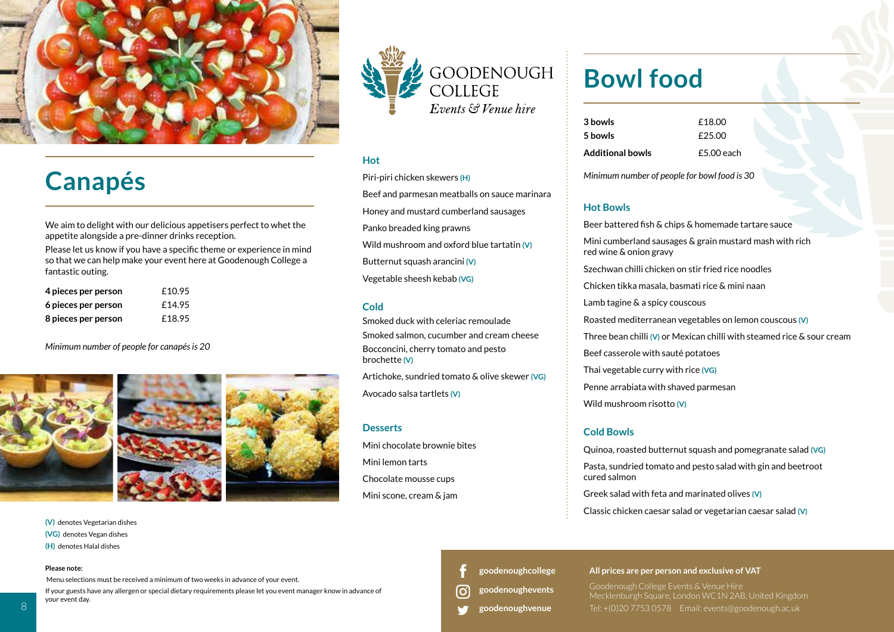# Canapés

We aim to delight with our delicious appetisers perfect to whet the appetite alongside a pre-dinner drinks reception.

Please let us know if you have a specific theme or experience in mind so that we can help make your event here at Goodenough College a fantastic outing.

| | |
|---|---|
| **4 pieces per person** | £10.95 |
| **6 pieces per person** | £14.95 |
| **8 pieces per person** | £18.95 |

*Minimum number of people for canapés is 20*

GOODENOUGH COLLEGE
*Events & Venue hire*

### Hot

Piri-piri chicken skewers (H)

Beef and parmesan meatballs on sauce marinara

Honey and mustard cumberland sausages

Panko breaded king prawns

Wild mushroom and oxford blue tartatin (V)

Butternut squash arancini (V)

Vegetable sheesh kebab (VG)

### Cold

Smoked duck with celeriac remoulade

Smoked salmon, cucumber and cream cheese

Bocconcini, cherry tomato and pesto brochette (V)

Artichoke, sundried tomato & olive skewer (VG)

Avocado salsa tartlets (V)

### Desserts

Mini chocolate brownie bites

Mini lemon tarts

Chocolate mousse cups

Mini scone, cream & jam

# Bowl food

| | |
|---|---|
| **3 bowls** | £18.00 |
| **5 bowls** | £25.00 |
| **Additional bowls** | £5.00 each |

*Minimum number of people for bowl food is 30*

### Hot Bowls

Beer battered fish & chips & homemade tartare sauce

Mini cumberland sausages & grain mustard mash with rich red wine & onion gravy

Szechwan chilli chicken on stir fried rice noodles

Chicken tikka masala, basmati rice & mini naan

Lamb tagine & a spicy couscous

Roasted mediterranean vegetables on lemon couscous (V)

Three bean chilli (V) or Mexican chilli with steamed rice & sour cream

Beef casserole with sauté potatoes

Thai vegetable curry with rice (VG)

Penne arrabiata with shaved parmesan

Wild mushroom risotto (V)

### Cold Bowls

Quinoa, roasted butternut squash and pomegranate salad (VG)

Pasta, sundried tomato and pesto salad with gin and beetroot cured salmon

Greek salad with feta and marinated olives (V)

Classic chicken caesar salad or vegetarian caesar salad (V)

(V) denotes Vegetarian dishes
(VG) denotes Vegan dishes
(H) denotes Halal dishes

**Please note:**

Menu selections must be received a minimum of two weeks in advance of your event.

If your guests have any allergen or special dietary requirements please let you event manager know in advance of your event day.

goodenoughcollege
goodenoughevents
goodenoughvenue

**All prices are per person and exclusive of VAT**

Goodenough College Events & Venue Hire
Mecklenburgh Square, London WC1N 2AB, United Kingdom
Tel: +(0)20 7753 0578 Email: events@goodenough.ac.uk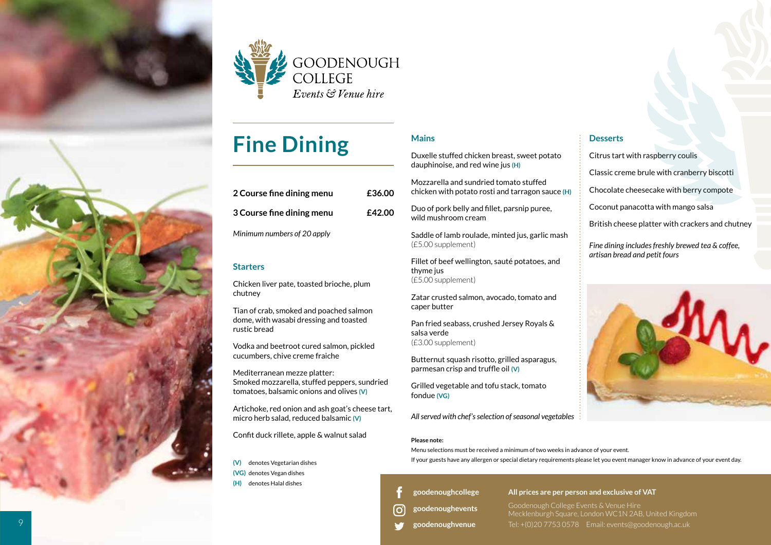GOODENOUGH COLLEGE
*Events & Venue hire*

# Fine Dining

| 2 Course fine dining menu | £36.00 |
|---|---|
| 3 Course fine dining menu | £42.00 |

*Minimum numbers of 20 apply*

## Starters

Chicken liver pate, toasted brioche, plum chutney

Tian of crab, smoked and poached salmon dome, with wasabi dressing and toasted rustic bread

Vodka and beetroot cured salmon, pickled cucumbers, chive creme fraiche

Mediterranean mezze platter: Smoked mozzarella, stuffed peppers, sundried tomatoes, balsamic onions and olives (V)

Artichoke, red onion and ash goat's cheese tart, micro herb salad, reduced balsamic (V)

Confit duck rillete, apple & walnut salad

(V) denotes Vegetarian dishes
(VG) denotes Vegan dishes
(H) denotes Halal dishes

## Mains

Duxelle stuffed chicken breast, sweet potato dauphinoise, and red wine jus (H)

Mozzarella and sundried tomato stuffed chicken with potato rosti and tarragon sauce (H)

Duo of pork belly and fillet, parsnip puree, wild mushroom cream

Saddle of lamb roulade, minted jus, garlic mash (£5.00 supplement)

Fillet of beef wellington, sauté potatoes, and thyme jus (£5.00 supplement)

Zatar crusted salmon, avocado, tomato and caper butter

Pan fried seabass, crushed Jersey Royals & salsa verde (£3.00 supplement)

Butternut squash risotto, grilled asparagus, parmesan crisp and truffle oil (V)

Grilled vegetable and tofu stack, tomato fondue (VG)

*All served with chef's selection of seasonal vegetables*

## Desserts

Citrus tart with raspberry coulis

Classic creme brule with cranberry biscotti

Chocolate cheesecake with berry compote

Coconut panacotta with mango salsa

British cheese platter with crackers and chutney

*Fine dining includes freshly brewed tea & coffee, artisan bread and petit fours*

**Please note:**
Menu selections must be received a minimum of two weeks in advance of your event.
If your guests have any allergen or special dietary requirements please let you event manager know in advance of your event day.

goodenoughcollege
goodenoughevents
goodenoughvenue

**All prices are per person and exclusive of VAT**

Goodenough College Events & Venue Hire
Mecklenburgh Square, London WC1N 2AB, United Kingdom
Tel: +(0)20 7753 0578 Email: events@goodenough.ac.uk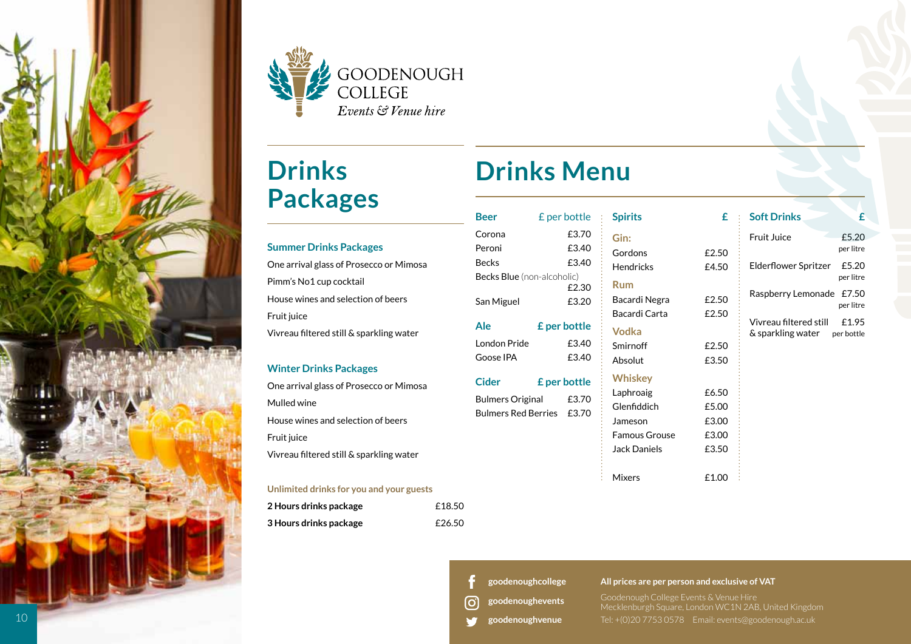GOODENOUGH COLLEGE
*Events & Venue hire*

## Drinks Packages

### Summer Drinks Packages

One arrival glass of Prosecco or Mimosa

Pimm's No1 cup cocktail

House wines and selection of beers

Fruit juice

Vivreau filtered still & sparkling water

### Winter Drinks Packages

One arrival glass of Prosecco or Mimosa

Mulled wine

House wines and selection of beers

Fruit juice

Vivreau filtered still & sparkling water

**Unlimited drinks for you and your guests**

| | |
|---|---|
| **2 Hours drinks package** | £18.50 |
| **3 Hours drinks package** | £26.50 |

## Drinks Menu

| Beer | £ per bottle |
|---|---|
| Corona | £3.70 |
| Peroni | £3.40 |
| Becks | £3.40 |
| Becks Blue (non-alcoholic) | £2.30 |
| San Miguel | £3.20 |

| Ale | £ per bottle |
|---|---|
| London Pride | £3.40 |
| Goose IPA | £3.40 |

| Cider | £ per bottle |
|---|---|
| Bulmers Original | £3.70 |
| Bulmers Red Berries | £3.70 |

| Spirits | £ |
|---|---|
| **Gin:** | |
| Gordons | £2.50 |
| Hendricks | £4.50 |
| **Rum** | |
| Bacardi Negra | £2.50 |
| Bacardi Carta | £2.50 |
| **Vodka** | |
| Smirnoff | £2.50 |
| Absolut | £3.50 |
| **Whiskey** | |
| Laphroaig | £6.50 |
| Glenfiddich | £5.00 |
| Jameson | £3.00 |
| Famous Grouse | £3.00 |
| Jack Daniels | £3.50 |
| Mixers | £1.00 |

| Soft Drinks | £ |
|---|---|
| Fruit Juice | £5.20 per litre |
| Elderflower Spritzer | £5.20 per litre |
| Raspberry Lemonade | £7.50 per litre |
| Vivreau filtered still & sparkling water | £1.95 per bottle |

goodenoughcollege

goodenoughevents

goodenoughvenue

**All prices are per person and exclusive of VAT**

Goodenough College Events & Venue Hire
Mecklenburgh Square, London WC1N 2AB, United Kingdom
Tel: +(0)20 7753 0578 Email: events@goodenough.ac.uk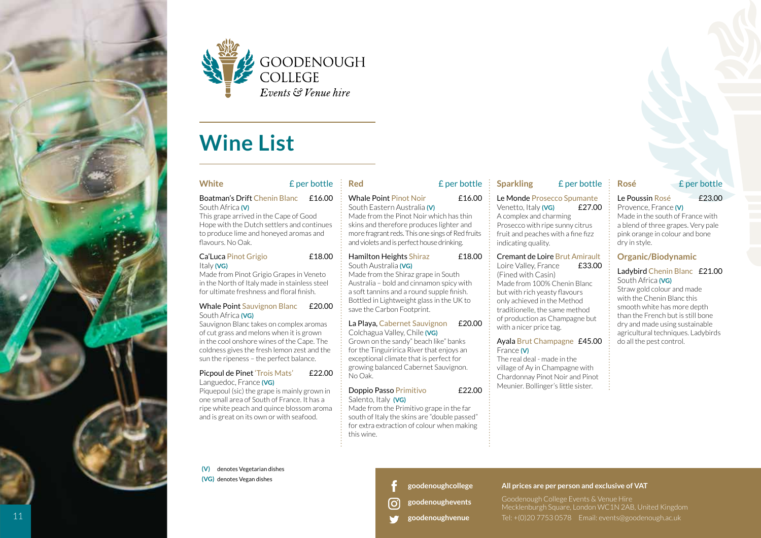GOODENOUGH COLLEGE
*Events & Venue hire*

# Wine List

## White — £ per bottle

**Boatman's Drift Chenin Blanc** — £16.00
South Africa **(V)**
This grape arrived in the Cape of Good Hope with the Dutch settlers and continues to produce lime and honeyed aromas and flavours. No Oak.

**Ca'Luca Pinot Grigio** — £18.00
Italy **(VG)**
Made from Pinot Grigio Grapes in Veneto in the North of Italy made in stainless steel for ultimate freshness and floral finish.

**Whale Point Sauvignon Blanc** — £20.00
South Africa **(VG)**
Sauvignon Blanc takes on complex aromas of cut grass and melons when it is grown in the cool onshore wines of the Cape. The coldness gives the fresh lemon zest and the sun the ripeness – the perfect balance.

**Picpoul de Pinet 'Trois Mats'** — £22.00
Languedoc, France **(VG)**
Piquepoul (sic) the grape is mainly grown in one small area of South of France. It has a ripe white peach and quince blossom aroma and is great on its own or with seafood.

## Red — £ per bottle

**Whale Point Pinot Noir** — £16.00
South Eastern Australia **(V)**
Made from the Pinot Noir which has thin skins and therefore produces lighter and more fragrant reds. This one sings of Red fruits and violets and is perfect house drinking.

**Hamilton Heights Shiraz** — £18.00
South Australia **(VG)**
Made from the Shiraz grape in South Australia – bold and cinnamon spicy with a soft tannins and a round supple finish. Bottled in Lightweight glass in the UK to save the Carbon Footprint.

**La Playa, Cabernet Sauvignon** — £20.00
Colchagua Valley, Chile **(VG)**
Grown on the sandy" beach like" banks for the Tinguiririca River that enjoys an exceptional climate that is perfect for growing balanced Cabernet Sauvignon. No Oak.

**Doppio Passo Primitivo** — £22.00
Salento, Italy **(VG)**
Made from the Primitivo grape in the far south of Italy the skins are "double passed" for extra extraction of colour when making this wine.

## Sparkling — £ per bottle

**Le Monde Prosecco Spumante** — £27.00
Venetto, Italy **(VG)**
A complex and charming Prosecco with ripe sunny citrus fruit and peaches with a fine fizz indicating quality.

**Cremant de Loire Brut Amirault** — £33.00
Loire Valley, France
(Fined with Casin)
Made from 100% Chenin Blanc but with rich yeasty flavours only achieved in the Method traditionelle, the same method of production as Champagne but with a nicer price tag.

**Ayala Brut Champagne** — £45.00
France **(V)**
The real deal - made in the village of Ay in Champagne with Chardonnay Pinot Noir and Pinot Meunier. Bollinger's little sister.

## Rosé — £ per bottle

**Le Poussin Rosé** — £23.00
Provence, France **(V)**
Made in the south of France with a blend of three grapes. Very pale pink orange in colour and bone dry in style.

## Organic/Biodynamic

**Ladybird Chenin Blanc** — £21.00
South Africa **(VG)**
Straw gold colour and made with the Chenin Blanc this smooth white has more depth than the French but is still bone dry and made using sustainable agricultural techniques. Ladybirds do all the pest control.

**(V)** denotes Vegetarian dishes
**(VG)** denotes Vegan dishes

goodenoughcollege
goodenoughevents
goodenoughvenue

**All prices are per person and exclusive of VAT**

Goodenough College Events & Venue Hire
Mecklenburgh Square, London WC1N 2AB, United Kingdom
Tel: +(0)20 7753 0578 Email: events@goodenough.ac.uk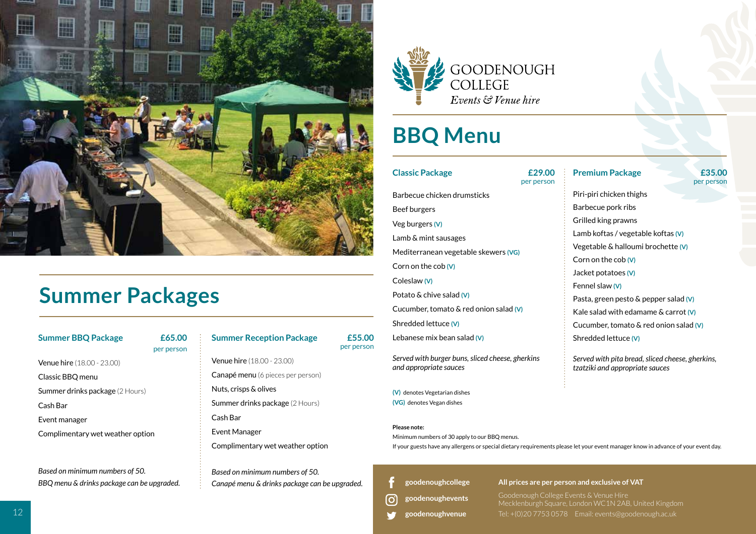GOODENOUGH COLLEGE
*Events & Venue hire*

# Summer Packages

### Summer BBQ Package

**£65.00** per person

- Venue hire (18.00 - 23.00)
- Classic BBQ menu
- Summer drinks package (2 Hours)
- Cash Bar
- Event manager
- Complimentary wet weather option

*Based on minimum numbers of 50.*
*BBQ menu & drinks package can be upgraded.*

### Summer Reception Package

**£55.00** per person

- Venue hire (18.00 - 23.00)
- Canapé menu (6 pieces per person)
- Nuts, crisps & olives
- Summer drinks package (2 Hours)
- Cash Bar
- Event Manager
- Complimentary wet weather option

*Based on minimum numbers of 50.*
*Canapé menu & drinks package can be upgraded.*

# BBQ Menu

### Classic Package

**£29.00** per person

- Barbecue chicken drumsticks
- Beef burgers
- Veg burgers (V)
- Lamb & mint sausages
- Mediterranean vegetable skewers (VG)
- Corn on the cob (V)
- Coleslaw (V)
- Potato & chive salad (V)
- Cucumber, tomato & red onion salad (V)
- Shredded lettuce (V)
- Lebanese mix bean salad (V)

*Served with burger buns, sliced cheese, gherkins and appropriate sauces*

### Premium Package

**£35.00** per person

- Piri-piri chicken thighs
- Barbecue pork ribs
- Grilled king prawns
- Lamb koftas / vegetable koftas (V)
- Vegetable & halloumi brochette (V)
- Corn on the cob (V)
- Jacket potatoes (V)
- Fennel slaw (V)
- Pasta, green pesto & pepper salad (V)
- Kale salad with edamame & carrot (V)
- Cucumber, tomato & red onion salad (V)
- Shredded lettuce (V)

*Served with pita bread, sliced cheese, gherkins, tzatziki and appropriate sauces*

(V) denotes Vegetarian dishes
(VG) denotes Vegan dishes

**Please note:**
Minimum numbers of 30 apply to our BBQ menus.
If your guests have any allergens or special dietary requirements please let your event manager know in advance of your event day.

goodenoughcollege
goodenoughevents
goodenoughvenue

**All prices are per person and exclusive of VAT**

Goodenough College Events & Venue Hire
Mecklenburgh Square, London WC1N 2AB, United Kingdom
Tel: +(0)20 7753 0578 Email: events@goodenough.ac.uk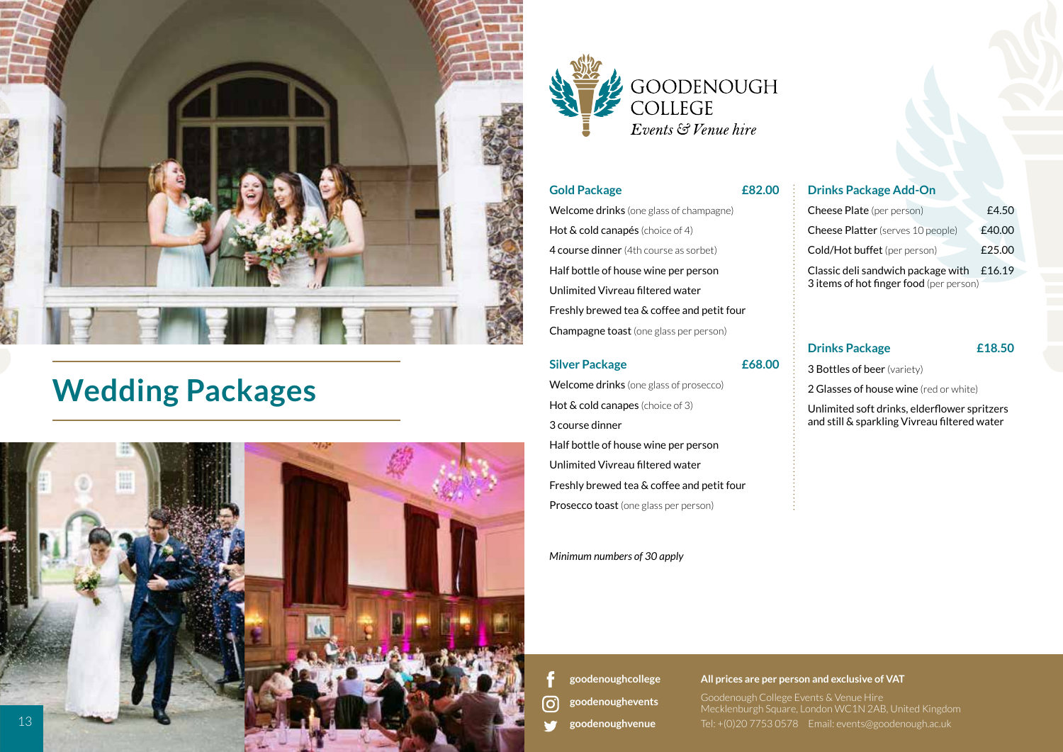GOODENOUGH COLLEGE
*Events & Venue hire*

# Wedding Packages

## Gold Package — £82.00

**Welcome drinks** (one glass of champagne)

**Hot & cold canapés** (choice of 4)

**4 course dinner** (4th course as sorbet)

Half bottle of house wine per person

Unlimited Vivreau filtered water

Freshly brewed tea & coffee and petit four

**Champagne toast** (one glass per person)

## Silver Package — £68.00

**Welcome drinks** (one glass of prosecco)

**Hot & cold canapes** (choice of 3)

3 course dinner

Half bottle of house wine per person

Unlimited Vivreau filtered water

Freshly brewed tea & coffee and petit four

**Prosecco toast** (one glass per person)

*Minimum numbers of 30 apply*

## Drinks Package Add-On

| Item | Price |
|---|---|
| **Cheese Plate** (per person) | £4.50 |
| **Cheese Platter** (serves 10 people) | £40.00 |
| **Cold/Hot buffet** (per person) | £25.00 |
| Classic deli sandwich package with 3 items of hot finger food (per person) | £16.19 |

## Drinks Package — £18.50

3 Bottles of beer (variety)

2 Glasses of house wine (red or white)

Unlimited soft drinks, elderflower spritzers and still & sparkling Vivreau filtered water

---

goodenoughcollege
goodenoughevents
goodenoughvenue

**All prices are per person and exclusive of VAT**

Goodenough College Events & Venue Hire
Mecklenburgh Square, London WC1N 2AB, United Kingdom
Tel: +(0)20 7753 0578 Email: events@goodenough.ac.uk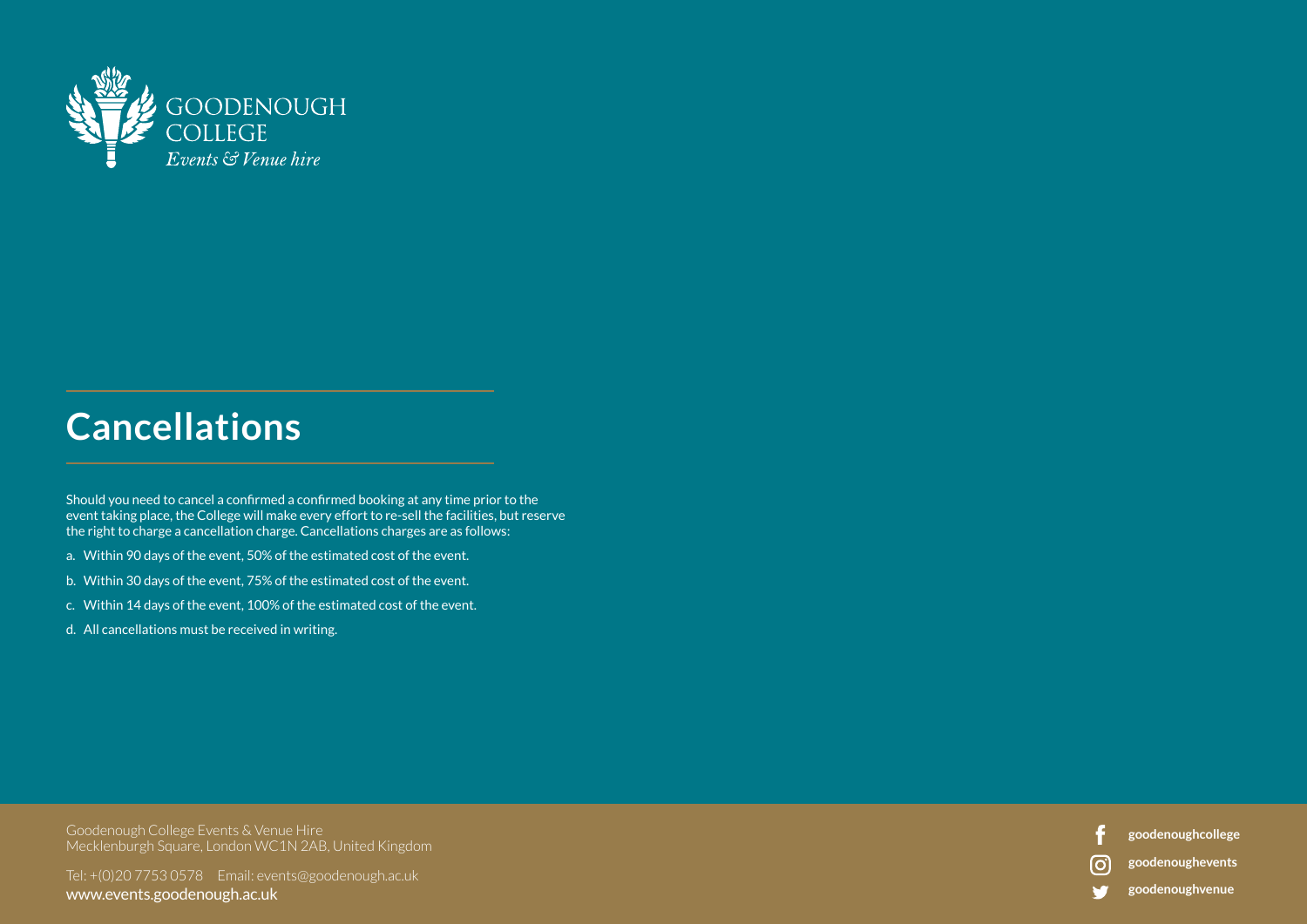GOODENOUGH
COLLEGE
*Events & Venue hire*

# Cancellations

Should you need to cancel a confirmed a confirmed booking at any time prior to the event taking place, the College will make every effort to re-sell the facilities, but reserve the right to charge a cancellation charge. Cancellations charges are as follows:

a. Within 90 days of the event, 50% of the estimated cost of the event.

b. Within 30 days of the event, 75% of the estimated cost of the event.

c. Within 14 days of the event, 100% of the estimated cost of the event.

d. All cancellations must be received in writing.

Goodenough College Events & Venue Hire
Mecklenburgh Square, London WC1N 2AB, United Kingdom

Tel: +(0)20 7753 0578 Email: events@goodenough.ac.uk
www.events.goodenough.ac.uk

**goodenoughcollege**
**goodenoughevents**
**goodenoughvenue**